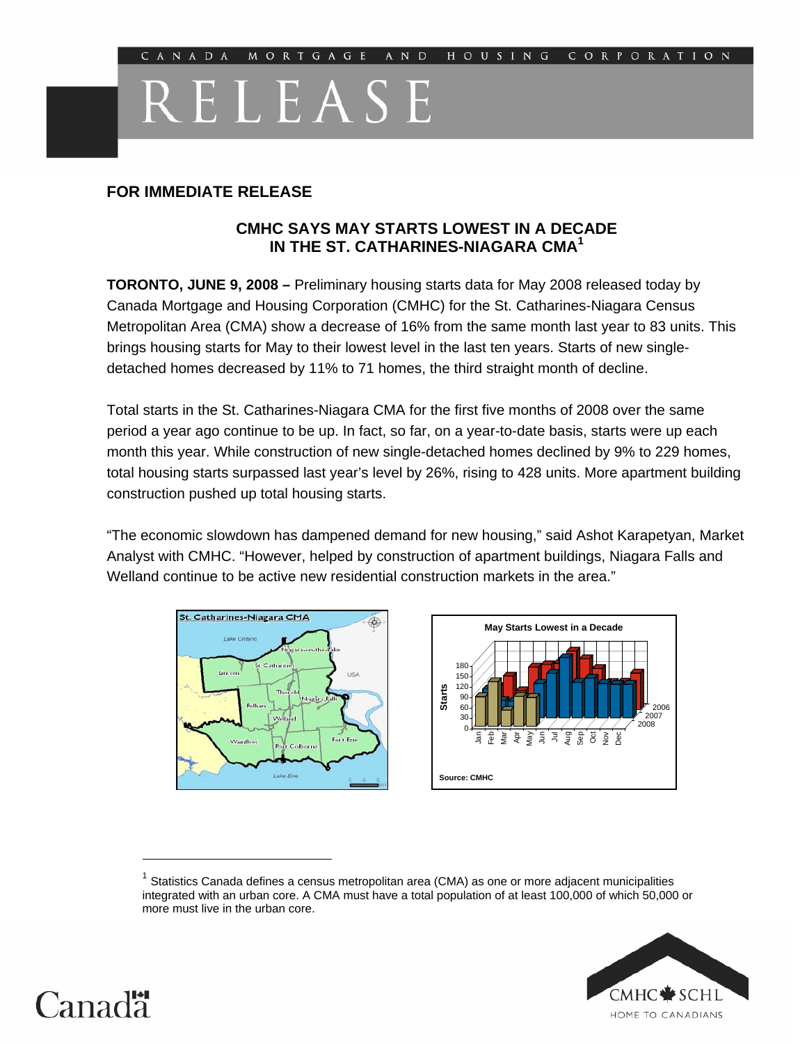CANADA MORTGAGE AND HOUSING CORPORATION

# RELEASE

**FOR IMMEDIATE RELEASE**

## CMHC SAYS MAY STARTS LOWEST IN A DECADE IN THE ST. CATHARINES-NIAGARA CMA[1]

**TORONTO, JUNE 9, 2008 –** Preliminary housing starts data for May 2008 released today by Canada Mortgage and Housing Corporation (CMHC) for the St. Catharines-Niagara Census Metropolitan Area (CMA) show a decrease of 16% from the same month last year to 83 units. This brings housing starts for May to their lowest level in the last ten years. Starts of new single-detached homes decreased by 11% to 71 homes, the third straight month of decline.

Total starts in the St. Catharines-Niagara CMA for the first five months of 2008 over the same period a year ago continue to be up. In fact, so far, on a year-to-date basis, starts were up each month this year. While construction of new single-detached homes declined by 9% to 229 homes, total housing starts surpassed last year's level by 26%, rising to 428 units. More apartment building construction pushed up total housing starts.

"The economic slowdown has dampened demand for new housing," said Ashot Karapetyan, Market Analyst with CMHC. "However, helped by construction of apartment buildings, Niagara Falls and Welland continue to be active new residential construction markets in the area."

St. Catharines-Niagara CMA

May Starts Lowest in a Decade

Source: CMHC

---

[1] Statistics Canada defines a census metropolitan area (CMA) as one or more adjacent municipalities integrated with an urban core. A CMA must have a total population of at least 100,000 of which 50,000 or more must live in the urban core.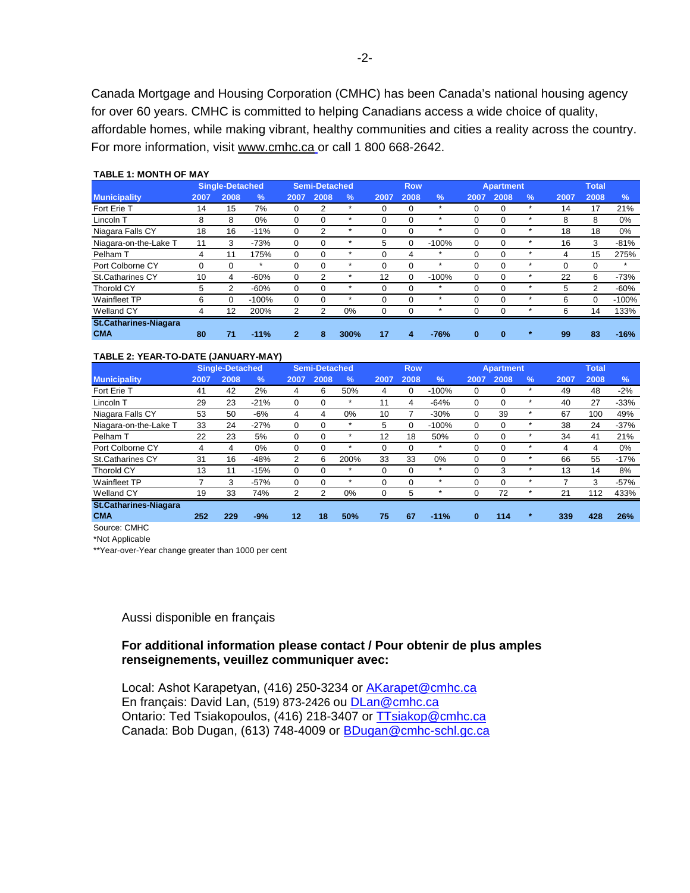Canada Mortgage and Housing Corporation (CMHC) has been Canada's national housing agency for over 60 years. CMHC is committed to helping Canadians access a wide choice of quality, affordable homes, while making vibrant, healthy communities and cities a reality across the country. For more information, visit www.cmhc.ca or call 1 800 668-2642.

**TABLE 1: MONTH OF MAY**

| | Single-Detached | | | Semi-Detached | | | Row | | | Apartment | | | Total | | |
|---|---|---|---|---|---|---|---|---|---|---|---|---|---|---|---|
| **Municipality** | **2007** | **2008** | **%** | **2007** | **2008** | **%** | **2007** | **2008** | **%** | **2007** | **2008** | **%** | **2007** | **2008** | **%** |
| Fort Erie T | 14 | 15 | 7% | 0 | 2 | * | 0 | 0 | * | 0 | 0 | * | 14 | 17 | 21% |
| Lincoln T | 8 | 8 | 0% | 0 | 0 | * | 0 | 0 | * | 0 | 0 | * | 8 | 8 | 0% |
| Niagara Falls CY | 18 | 16 | -11% | 0 | 2 | * | 0 | 0 | * | 0 | 0 | * | 18 | 18 | 0% |
| Niagara-on-the-Lake T | 11 | 3 | -73% | 0 | 0 | * | 5 | 0 | -100% | 0 | 0 | * | 16 | 3 | -81% |
| Pelham T | 4 | 11 | 175% | 0 | 0 | * | 0 | 4 | * | 0 | 0 | * | 4 | 15 | 275% |
| Port Colborne CY | 0 | 0 | * | 0 | 0 | * | 0 | 0 | * | 0 | 0 | * | 0 | 0 | * |
| St.Catharines CY | 10 | 4 | -60% | 0 | 2 | * | 12 | 0 | -100% | 0 | 0 | * | 22 | 6 | -73% |
| Thorold CY | 5 | 2 | -60% | 0 | 0 | * | 0 | 0 | * | 0 | 0 | * | 5 | 2 | -60% |
| Wainfleet TP | 6 | 0 | -100% | 0 | 0 | * | 0 | 0 | * | 0 | 0 | * | 6 | 0 | -100% |
| Welland CY | 4 | 12 | 200% | 2 | 2 | 0% | 0 | 0 | * | 0 | 0 | * | 6 | 14 | 133% |
| **St.Catharines-Niagara CMA** | **80** | **71** | **-11%** | **2** | **8** | **300%** | **17** | **4** | **-76%** | **0** | **0** | ***** | **99** | **83** | **-16%** |

**TABLE 2: YEAR-TO-DATE (JANUARY-MAY)**

| | Single-Detached | | | Semi-Detached | | | Row | | | Apartment | | | Total | | |
|---|---|---|---|---|---|---|---|---|---|---|---|---|---|---|---|
| **Municipality** | **2007** | **2008** | **%** | **2007** | **2008** | **%** | **2007** | **2008** | **%** | **2007** | **2008** | **%** | **2007** | **2008** | **%** |
| Fort Erie T | 41 | 42 | 2% | 4 | 6 | 50% | 4 | 0 | -100% | 0 | 0 | * | 49 | 48 | -2% |
| Lincoln T | 29 | 23 | -21% | 0 | 0 | * | 11 | 4 | -64% | 0 | 0 | * | 40 | 27 | -33% |
| Niagara Falls CY | 53 | 50 | -6% | 4 | 4 | 0% | 10 | 7 | -30% | 0 | 39 | * | 67 | 100 | 49% |
| Niagara-on-the-Lake T | 33 | 24 | -27% | 0 | 0 | * | 5 | 0 | -100% | 0 | 0 | * | 38 | 24 | -37% |
| Pelham T | 22 | 23 | 5% | 0 | 0 | * | 12 | 18 | 50% | 0 | 0 | * | 34 | 41 | 21% |
| Port Colborne CY | 4 | 4 | 0% | 0 | 0 | * | 0 | 0 | * | 0 | 0 | * | 4 | 4 | 0% |
| St.Catharines CY | 31 | 16 | -48% | 2 | 6 | 200% | 33 | 33 | 0% | 0 | 0 | * | 66 | 55 | -17% |
| Thorold CY | 13 | 11 | -15% | 0 | 0 | * | 0 | 0 | * | 0 | 3 | * | 13 | 14 | 8% |
| Wainfleet TP | 7 | 3 | -57% | 0 | 0 | * | 0 | 0 | * | 0 | 0 | * | 7 | 3 | -57% |
| Welland CY | 19 | 33 | 74% | 2 | 2 | 0% | 0 | 5 | * | 0 | 72 | * | 21 | 112 | 433% |
| **St.Catharines-Niagara CMA** | **252** | **229** | **-9%** | **12** | **18** | **50%** | **75** | **67** | **-11%** | **0** | **114** | ***** | **339** | **428** | **26%** |

Source: CMHC

*Not Applicable

**Year-over-Year change greater than 1000 per cent

Aussi disponible en français

**For additional information please contact / Pour obtenir de plus amples renseignements, veuillez communiquer avec:**

Local: Ashot Karapetyan, (416) 250-3234 or AKarapet@cmhc.ca
En français: David Lan, (519) 873-2426 ou DLan@cmhc.ca
Ontario: Ted Tsiakopoulos, (416) 218-3407 or TTsiakop@cmhc.ca
Canada: Bob Dugan, (613) 748-4009 or BDugan@cmhc-schl.gc.ca